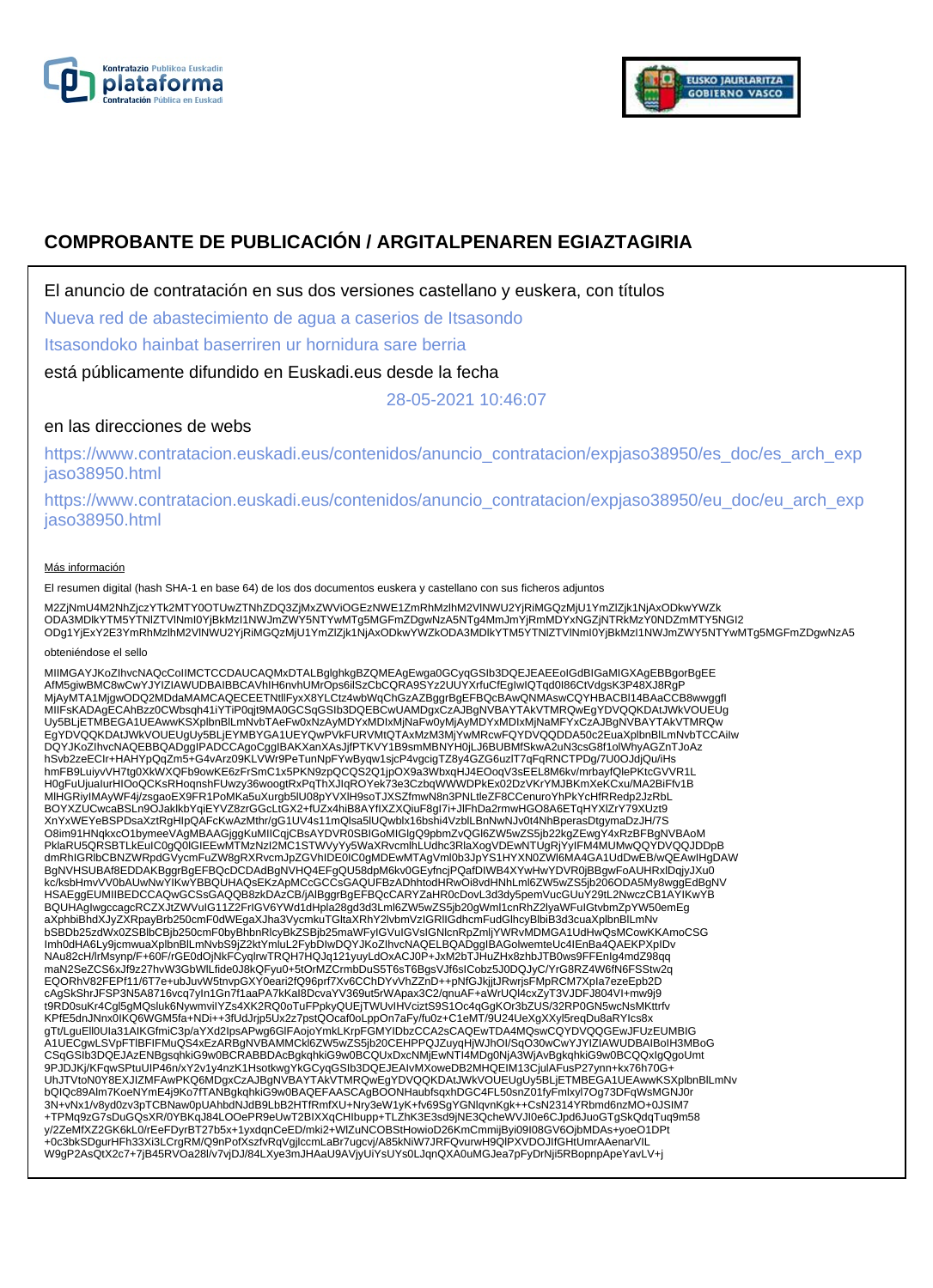# COMPROBANTE DE PUBLICACIÓN / ARGITALPENAREN EGIAZTAGIRIA

El anuncio de contratación en sus dos versiones castellano y euskera, con títulos

Nueva red de abastecimiento de agua a caserios de Itsasondo

Itsasondoko hainbat baserriren ur hornidura sare berria

está públicamente difundido en Euskadi.eus desde la fecha

28-05-2021 10:46:07

en las direcciones de webs

https://www.contratacion.euskadi.eus/contenidos/anuncio_contratacion/expjaso38950/es_doc/es_arch_expjaso38950.html

https://www.contratacion.euskadi.eus/contenidos/anuncio_contratacion/expjaso38950/eu_doc/eu_arch_expjaso38950.html

Más información

El resumen digital (hash SHA-1 en base 64) de los dos documentos euskera y castellano con sus ficheros adjuntos

M2ZjNmU4M2NhZjczYTk2MTY0OTUwZTNhZDQ3ZjMxZWViOGEzNWE1ZmRhMzlhM2VlNWU2YjRiMGQzMjU1YmZlZjk1NjAxODkwYWZk
ODA3MDlkYTM5YTNlZTVlNmI0YjBkMzI1NWJmZWY5NTYwMTg5MGFmZDgwNzA5NTg4MmJmYjRmMDYxNGZjNTRkMzY0NDZmMTY5NGI2
ODg1YjExY2E3YmRhMzlhM2VlNWU2YjRiMGQzMjU1YmZlZjk1NjAxODkwYWZkODA3MDlkYTM5YTNlZTVlNmI0YjBkMzI1NWJmZWY5NTYwMTg5MGFmZDgwNzA5

obteniéndose el sello

MIIMGAYJKoZIhvcNAQcCoIIMCTCCDAUCAQMxDTALBglghkgBZQMEAgEwga0GCyqGSIb3DQEJEAEEoIGdBIGaMIGXAgEBBgorBgEE
AfM5giwBMC8wCwYJYIZIAWUDBAIBBCAVhIH6nvhUMrOps6iISzCbCQRA9SYz2UUYXrfuCfEgIwIQTqd0I86CtVdgsK3P48XJ8RgP
MjAyMTA1MjgwODQ2MDdaMAMCAQECEETNtllFyxX8YLCtz4wbWqChGzAZBggrBgEFBQcBAwQNMAswCQYHBACBl14BAaCCB8wwggfl
MIIFsKADAgECAhBzz0CWbsqh41iYTiP0qjt9MA0GCSqGSIb3DQEBCwUAMDgxCzAJBgNVBAYTAkVTMRQwEgYDVQQKDAtJWkVOUEUg
Uy5BLjETMBEGA1UEAwwKSXplbnBlLmNvbTAeFw0xNzAyMDYxMDIxMjNaFw0yMjAyMDYxMDIxMjNaMFYxCzAJBgNVBAYTAkVTMRQw
EgYDVQQKDAtJWkVOUEUgUy5BLjEYMBYGA1UEYQwPVkFURVMtQTAxMzM3MjYwMRcwFQYDVQQDDA50c2EuaXplbnBlLmNvbTCCAiIw
DQYJKoZIhvcNAQEBBQADggIPADCCAgoCggIBAKXanXAsJjfPTKVY1B9smMBNYH0jLJ6BUBMfSkwA2uN3csG8f1olWhyAGZnTJoAz
hSvb2zeECIr+HAHYpQqZm5+G4vArz09KLVWr9PeTunNpFYwByqw1sjcP4vgcigTZ8y4GZG6uzlT7qFqRNCTPDg/7U0OJdjQu/iHs
hmFB9LuiyvVH7tg0XkWXQFb9owKE6zFrSmC1x5PKN9zpQCQS2Q1jpOX9a3WbxqHJ4EOoqV3sEEL8M6kv/mrbayfQlePKtcGVVR1L
H0gFuUjuaIurHIOoQCKsRHoqnshFUwzy36woogtRxPqThXJlqROYek73e3CzbqWWWDPkEx02DzVKrYMJBKmXeKCxu/MA2BiFfv1B
MIHGRiyIMAyWF4j/zsgaoEX9FR1PoMKa5uXurgb5lU08pYVXlH9soTJXSZfmwN8n3PNLtleZF8CCenuroYhPkYcHfRRedp2JzRbL
BOYXZUCwcaBSLn9OJaklkbYqiEYVZ8zrGGcLtGX2+fUZx4hiB8AYfIXZXQiuF8gl7i+JlFhDa2rmwHGO8A6ETqHYXlZrY79XUzt9
XnYxWEYeBSPDsaXztRgHIpQAFcWkar/gG1UV4s11mQlsa5lUQwblx16bshi4VzblLBnNwNJv0t4NhBperasDtgymaDzJH/7S
O8im91HNqkxcO1bymeeVAgMBAAGjggKuMIICqjCBsAYDVR0SBIGoMIGlgQ9pbmZvQGl6ZW5wZS5jb22kgZEwgY4xRzBFBgNVBAoM
PklaRU5QRSBTLkEuIC0gQ0lGIEEwMTMzNzI2MC1STWVyYy5WaXRvcmlhLUdhc3RlaXogVDEwNTUgRjYyIFM4MUMwQQYDVQQJDDpB
dmRhIGRlbCBNZWRpdGVycmFuZW8gRXRvcmJpZGVhIDE0IC0gMDEwMTAgVml0b3JpYS1HYXN0ZWl6MA4GA1UdDwEB/wQEAwIHgDAW
BgNVHSUBAf8EDDAKBggrBgEFBQcDCDAdBgNVHQ4EFgQU58dpM6kv0GEyfncjPQafDIWB4XYwHwYDVR0jBBgwFoAUHRxlDqjyJXu0
kc/ksbHmvVV0bAUwNwYIKwYBBQUHAQsEKzApMCcGCCsGAQUFBzADhhtodHRwOi8vdHNhLml6ZW5wZS5jb206ODA5My8wggEdBgNV
HSAEggEUMIIBEDCCAQwGCSsGAQQB8zkDAzCB/jAlBggrBgEFBQcCARYZaHR0cDovL3d3dy5pemVucGUuY29tL2NwczCB1AYIKwYB
BQUHAgIwgccagcRCZXJtZWVuIG11Z2FrIGV6YWd1dHpla28gd3d3Lml6ZW5wZS5jb20gWml1cnRhZ2lyaWFuIGtvbmZpYW50emEg
aXphbiBhdXJyZXRpayBrb250cmF0dWEgaXJha3VycmkuTGltaXRhY2lvbmVzIGRlIGdhcmFudGlhcyBlbiB3d3cuaXplbnBlLmNv
bSBDb25zdWx0ZSBlbCBjb250cmF0byBhbnRlcyBkZSBjb25maWFyIGVuIGVsIGNlcnRpZmljYWRvMDMGA1UdHwQsMCowKKAmoCSG
Imh0dHA6Ly9jcmwuaXplbnBlLmNvbS9jZ2ktYmluL2FybDIwDQYJKoZIhvcNAQELBQADggIBAGolwemteUc4lEnBa4QAEKPXpIDv
NAu82cH/lrMsynp/F+60F/rGE0dOjNkFCyqlrwTRQH7HQJq121yuyLdOxACJ0P+JxM2bTJHuZHx8zhbJTB0ws9FFEnlg4mdZ98qq
maN2SeZCS6xJf9z27hvW3GbWlLfide0J8kQFyu0+5tOrMZCrmbDuS5T6sT6BgsVJf6slCobz5J0DQJyC/YrG8RZ4W6fN6FSStw2q
EQORhV82FEPf11/6T7e+ubJuvW5tnvpGXY0eari2fQ96prf7Xv6CChDYvVhZZnD++pNfGJkjjtJRwrjsFMpRCM7Xpla7ezeEpb2D
cAgSkShrJFSP3N5A8716vcq7yln1Gn7f1aaPA7kKal8DcvaYV369ut5rWApax3C2/qnuAF+aWrUQl4cxZyT3VJDFJ804VI+mw9j9
t9RD0suKr4Cgl5gMQsluk6NywmvilYZs4XK2RQ0oTuFPpkyQUEjTWUvIHvciztS9S1Oc4qGgKOr3bZUS/32RP0GN5wcNsMKttrfv
KPfE5dnJNnx0lKQ6WGM5fa+NDi++3fUdJrjp5Ux2z7pstQOcaf0oLppOn7aFy/fu0z+C1eMT/9U24UeXgXXyl5reqDu8aRYIcs8x
gTt/LguEll0Ula31AIKGfmiC3p/aYXd2lpsAPwg6GlFAojoYmkLKrpFGMYIDbzCCA2sCAQEwTDA4MQswCQYDVQQGEwJFUzEUMBIG
A1UECgwLSVpFTlBFIFMuQS4xEzARBgNVBAMMCkl6ZW5wZS5jb20CEHPPQJZuyqHjWJhOI/SqO30wCwYJYIZIAWUDBAIBoIH3MBoG
CSqGSIb3DQEJAzENBgsqhkiG9w0BCRABBDAcBgkqhkiG9w0BCQUxDxcNMjEwNTI4MDg0NjA3WjAvBgkqhkiG9w0BCQQxIgQgoUmt
9PJDJKj/KFqwSPtuUIP46n/xY2v1y4nzK1HsotkwgYkGCyqGSIb3DQEJEAIvMXoweDB2MHQEIM13CjulAFusP27ynn+kx76h70G+
UhJTVtoN0Y8EXJIZMFAwPKQ6MDgxCzAJBgNVBAYTAkVTMRQwEgYDVQQKDAtJWkVOUEUgUy5BLjETMBEGA1UEAwwKSXplbnBlLmNv
bQIQc89Alm7KoeNYmE4j9Ko7fTANBgkqhkiG9w0BAQEFAASCAgBOONHaubfsqxhDGC4FL50snZ01fyFmlxyl7Og73DFqWsMGNJ0r
3N+vNx1/v8yd0zv3pTCBNaw0pUAhbdNJdB9LbB2HTfRmfXU+Nry3eW1yK+fv69SgYGNlqvnKgk++CsN2314YRbmd6nzMO+0JSIM7
+TPMq9zG7sDuGQsXR/0YBKqJ84LOOePR9eUwT2BIXXqCHIbupp+TLZhK3Esd9jNE3QcheWVJI0e6CJpd6JuoGTgSkQdqTuq9m58
y/2ZeMfXZ2GK6kL0/rEeFDyrBT27b5x+1yxdqnCeED/mki2+WlZuNCOBStHowioD26KmCmmijByi09I08GV6OjbMDAs+yoeO1DPt
+0c3bkSDgurHFh33Xi3LCrgRM/Q9nPofXszfvRqVgjlccmLaBr7ugcvj/A85kNiW7JRFQvurwH9QlPXVDOJlfGHtUmrAAenarVIL
W9gP2AsQtX2c7+7jB45RVOa28l/v7vjDJ/84LXye3mJHAaU9AVjyUiYsUYs0LJqnQXA0uMGJea7pFyDrNji5RBopnpApeYavLV+j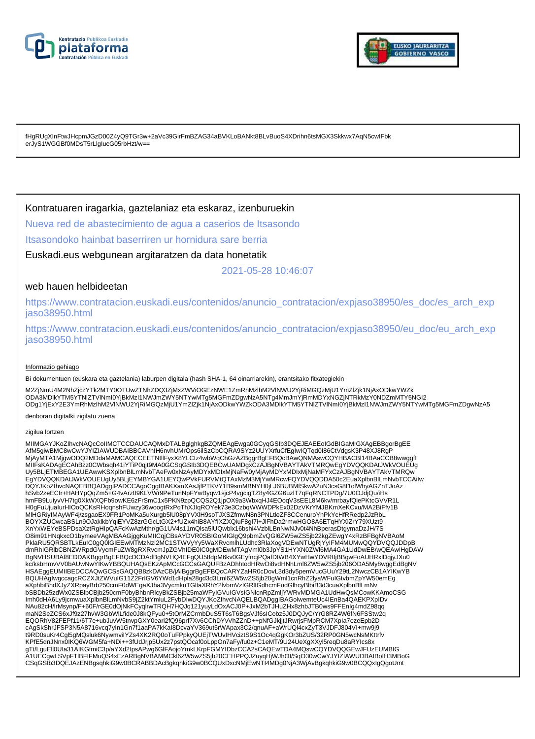fHgRUgXInFtwJHcpmJGzD00Z4yQ9TGr3w+2aVc39GirFmBZAG34aBVKLoBANkt8BLvBuoS4XDrihn6tsMGX3Skkwx7AqN5cwIFbk
erJyS1WGGBf0MDsT5rLIglucG05rbHzt/w==

Kontratuaren iragarkia, gaztelaniaz eta eskaraz, izenburuekin

Nueva red de abastecimiento de agua a caserios de Itsasondo

Itsasondoko hainbat baserriren ur hornidura sare berria

Euskadi.eus webgunean argitaratzen da data honetatik

2021-05-28 10:46:07

web hauen helbideetan

https://www.contratacion.euskadi.eus/contenidos/anuncio_contratacion/expjaso38950/es_doc/es_arch_expjaso38950.html

https://www.contratacion.euskadi.eus/contenidos/anuncio_contratacion/expjaso38950/eu_doc/eu_arch_expjaso38950.html

Informazio gehiago

Bi dokumentuen (euskara eta gaztelania) laburpen digitala (hash SHA-1, 64 oinarriarekin), erantsitako fitxategiekin

M2ZjNmU4M2NhZjczYTk2MTY0OTUwZTNhZDQ3ZjMxZWViOGEzNWE1ZmRhMzlhM2VlNWU2YjRiMGQzMjU1YmZlZjk1NjAxODkwYWZk
ODA3MDlkYTM5YTNlZTVlNmI0YjBkMzI1NWJmZWY5NTYwMTg5MGFmZDgwNzA5NTg4MmJmYjRmMDYxNGZjNTRkMzY0NDZmMTY5NGI2
ODg1YjExY2E3YmRhMzlhM2VlNWU2YjRiMGQzMjU1YmZlZjk1NjAxODkwYWZkODA3MDlkYTM5YTNlZTVlNmI0YjBkMzI1NWJmZWY5NTYwMTg5MGFmZDgwNzA5

denboran digitalki zigilatu zuena

zigilua lortzen

MIIMGAYJKoZIhvcNAQcCoIIMCTCCDAUCAQMxDTALBglghkgBZQMEAgEwga0GCyqGSIb3DQEJEAEEoIGdBIGaMIGXAgEBBgorBgEE
AfM5giwBMC8wCwYJYIZIAWUDBAIBBCAVhIH6nvhUMrOps6iISzCbCQRA9SYz2UUYXrfuCfEglwIQTqd0I86CtVdgsK3P48XJ8RgP
MjAyMTA1MjgwODQ2MDdaMAMCAQECEETNtllFyxX8YLCtz4wbWqChGzAZBggrBgEFBQcBAwQNMAswCQYHBACBl14BAaCCB8wwggfl
MIIFsKADAgECAhBzz0CWbsqh41iYTiP0qjt9MA0GCSqGSIb3DQEBCwUAMDgxCzAJBgNVBAYTAkVTMRQwEgYDVQQKDAtJWkVOUEUg
Uy5BLjETMBEGA1UEAwwKSXplbnBlLmNvbTAeFw0xNzAyMDYxMDIxMjNaFw0yMjAyMDYxMDIxMjNaMFYxCzAJBgNVBAYTAkVTMRQw
EgYDVQQKDAtJWkVOUEUgUy5BLjEYMBYGA1UEYQwPVkFURVMtQTAxMzM3MjYwMRcwFQYDVQQDDA50c2EuaXplbnBlLmNvbTCCAiIw
DQYJKoZIhvcNAQEBBQADggIPADCCAgoCggIBAKXanXAsJjfPTKVY1B9smMBNYH0jLJ6BUBMfSkwA2uN3csG8f1olWhyAGZnTJoAz
hSvb2zeECIr+HAHYpQqZm5+G4vArz09KLVWr9PeTunNpFYwByqw1sjcP4vgcigTZ8y4GZG6uzlT7qFqRNCTPDg/7U0OJdjQu/iHs
hmFB9LuiyvVH7tg0XkWXQFb9owKE6zFrSmC1x5PKN9zpQCQS2Q1jpOX9a3WbxqHJ4EOoqV3sEEL8M6kv/mrbayfQlePKtcGVVR1L
H0gFuUjualurHIOoQCKsRHoqnshFUwzy36woogtRxPqThXJlqROYek73e3CzbqWWWDPkEx02DzVKrYMJBKmXeKCxu/MA2BiFfv1B
MlHGRiylMAyWF4j/zsgaoEX9FR1PoMKa5uXurgb5lU08pYVXlH9soTJXSZfmwN8n3PNLtleZF8CCenuroYhPkYcHfRRedp2JzRbL
BOYXZUCwcaBSLn9OJaklkbYqiEYVZ8zrGGcLtGX2+fUZx4hiB8AYfIXZXQiuF8gl7i+JlFhDa2rmwHGO8A6ETqHYXlZrY79XUzt9
XnYxWEYeBSPDsaXztRgHIpQAFcKwAzMthr/gG1UV4s11mQlsa5lUQwblx16bshi4VzblLBnNwNJv0t4NhBperasDtgymaDzJH/7S
O8im91HNqkxcO1bymeeVAgMBAAGjggKuMIICqjCBsAYDVR0SBIGoMIGlgQ9pbmZvQGl6ZW5wZS5jb22kgZEwgY4xRzBFBgNVBAoM
PklaRU5QRSBTLkEuIC0gQ0lGIEEwMTMzNzI2MC1STWVyYy5WaXRvcmlhLUdhc3RlaXogVDEwNTUgRjYyIFM4MUMwQQYDVQQJDDpB
dmRhIGRlbCBNZWRpdGVycmFuZW8gRXRvcmJpZGVhIDE0IC0gMDEwMTAgVml0b3JpYS1HYXN0ZWl6MA4GA1UdDwEB/wQEAwIHgDAW
BgNVHSUBAf8EDDAKBggrBgEFBQcDCDAdBgNVHQ4EFgQU58dpM6kv0GEyfncjPQafDIWB4XYwHwYDVR0jBBgwFoAUHRxlDqjyJXu0
kc/ksbHmvVV0bAUwNwYIKwYBBQUHAQsEKzApMCcGCCsGAQUFBzADhhtodHRwOi8vdHNhLml6ZW5wZS5jb206ODA5My8wggEdBgNV
HSAEggEUMIIBEDCCAQwGCSsGAQQB8zkDAzCB/jAlBggrBgEFBQcCARYZaHR0cDovL3d3dy5pemVucGUuY29tL2NwczCB1AYIKwYB
BQUHAgIwgccagcRCZXJtZWVuIG11Z2FrIGV6YWd1dHpla28gd3d3Lml6ZW5wZS5jb20gWmI1cnRhZ2lyaWFuIGtvbmZpYW50emEg
aXphbiBhdXJyZXRpayBrb250cmF0dWEgaXJha3VycmkuTGltaXRhY2lvbmVzIGRlIGdhcmFudGlhcyBlbiB3d3cuaXplbnBlLmNv
bSBDb25zdWx0ZSBlbCBjb250cmF0byBhbnRlcyBkZSBjb25maWFyIGVuIGVsIGNlcnRpZmljYWRvMDMGA1UdHwQsMCowKKAmoCSG
Imh0dHA6Ly9jcmwuaXplbnBlLmNvbS9jZ2ktYmluL2FybDIwDQYJKoZIhvcNAQELBQADggIBAGolwemteUc4IEnBa4QAEKPXpIDv
NAu82cH/lrMsynp/F+60F/rGE0dOjNkFCyqlrwTRQH7HQJq121yuyLdOxACJ0P+JxM2bTJHuZHx8zhbJTB0ws9FFEnlg4mdZ98qq
maN2SeZCS6xJf9z27hvW3GbWlLfide0J8kQFyu0+5tOrMZCrmbDuS5T6sT6BgsVJf6sICobz5J0DQJyC/YrG8RZ4W6fN6FSStw2q
EQORhV82FEPf11/6T7e+ubJuvW5tnvpGXY0eari2fQ96prf7Xv6CChDYvVhZZnD++pNfGJkjjtJRwrjsFMpRCM7Xpla7ezeEpb2D
cAgSkShrJFSP3N5A8716vcq7yIn1Gn7f1aaPA7kKal8DcvaYV369ut5rWApax3C2/qnuAF+aWrUQl4cxZyT3VJDFJ804VI+mw9j9
t9RD0suKr4Cgl5gMQsluk6NywmvilYZs4XK2RQ0oTuFPpkyQUEjTWUvIHvciztS9S1Oc4qGgKOr3bZUS/32RP0GN5wcNsMKttrfv
KPfE5dnJNnx0IKQ6WGM5fa+NDi++3fUdJrjp5Ux2z7pstQOcaf0oLppOn7aFy/fu0z+C1eMT/9U24UeXgXXyl5reqDu8aRYIcs8x
gTt/LguEll0UIa31AIKGfmiC3p/aYXd2IpsAPwg6GlFAojoYmkLKrpFGMYIDbzCCA2sCAQEwTDA4MQswCQYDVQQGEwJFUzEUMBIG
A1UECgwLSVpFTlBFIFMuQS4xEzARBgNVBAMMCkl6ZW5wZS5jb20CEHPPQZUzyqHjWJhOI/SqO30wCwYJYIZIAWUDBAIBoIH3MBoG
CSqGSIb3DQEJAzENBgsqhkiG9w0BCRABBDAcBgkqhkiG9w0BCQUxDxcNMjEwNTI4MDg0NjA3WjAvBgkqhkiG9w0BCQQxIgQgoUmt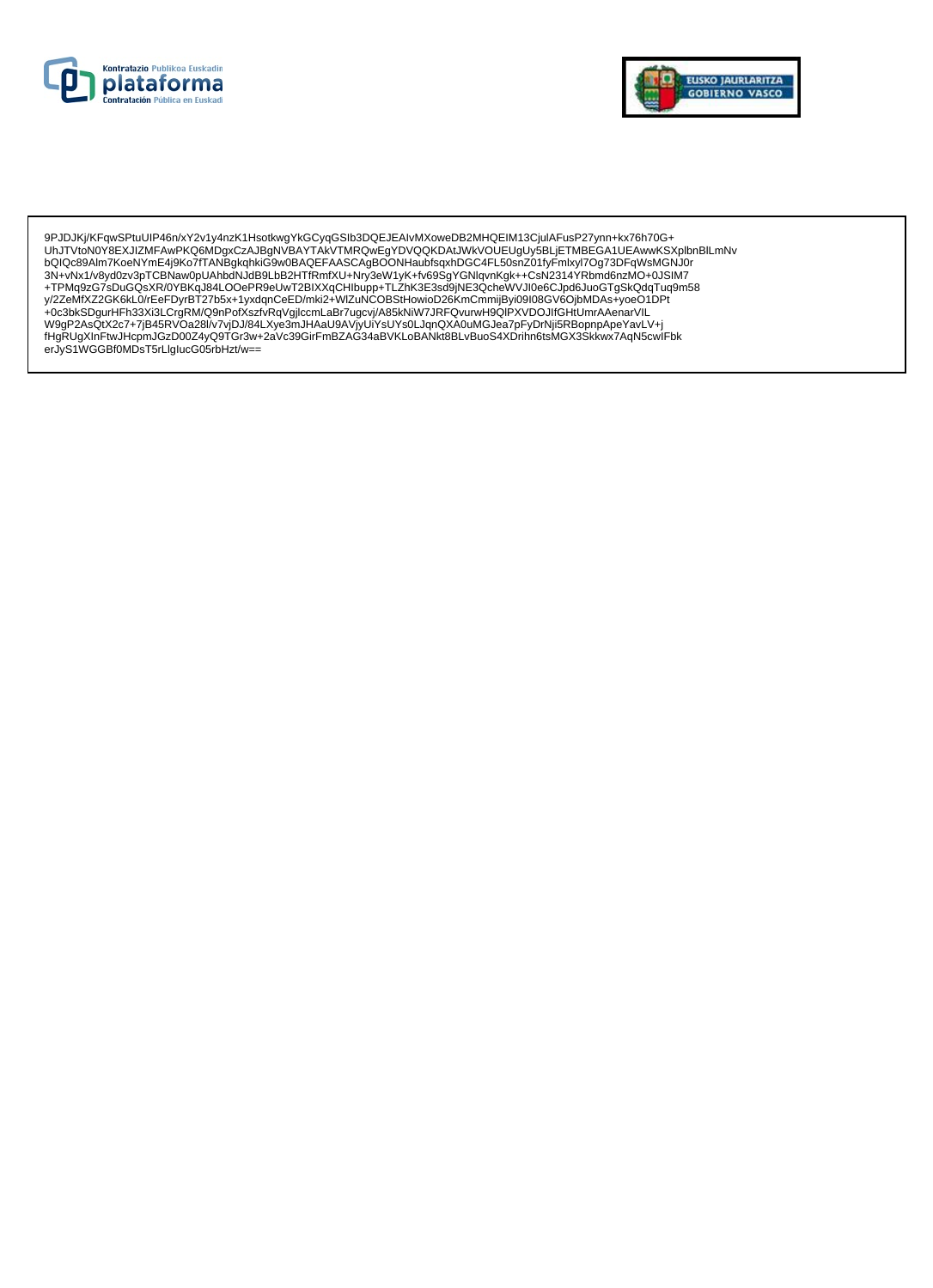9PJDJKj/KFqwSPtuUIP46n/xY2v1y4nzK1HsotkwgYkGCyqGSIb3DQEJEAIvMXoweDB2MHQEIM13CjulAFusP27ynn+kx76h70G+
UhJTVtoN0Y8EXJIZMFAwPKQ6MDgxCzAJBgNVBAYTAkVTMRQwEgYDVQQKDAtJWkVOUEUgUy5BLjETMBEGA1UEAwwKSXplbnBlLmNv
bQIQc89Alm7KoeNYmE4j9Ko7fTANBgkqhkiG9w0BAQEFAASCAgBOONHaubfsqxhDGC4FL50snZ01fyFmlxyl7Og73DFqWsMGNJ0r
3N+vNx1/v8yd0zv3pTCBNaw0pUAhbdNJdB9LbB2HTfRmfXU+Nry3eW1yK+fv69SgYGNlqvnKgk++CsN2314YRbmd6nzMO+0JSIM7
+TPMq9zG7sDuGQsXR/0YBKqJ84LOOePR9eUwT2BIXXqCHIbupp+TLZhK3E3sd9jNE3QcheWVJI0e6CJpd6JuoGTgSkQdqTuq9m58
y/2ZeMfXZ2GK6kL0/rEeFDyrBT27b5x+1yxdqnCeED/mki2+WlZuNCOBStHowioD26KmCmmijByi09I08GV6OjbMDAs+yoeO1DPt
+0c3bkSDgurHFh33Xi3LCrgRM/Q9nPofXszfvRqVgjlccmLaBr7ugcvj/A85kNiW7JRFQvurwH9QlPXVDOJIfGHtUmrAAenarVIL
W9gP2AsQtX2c7+7jB45RVOa28l/v7vjDJ/84LXye3mJHAaU9AVjyUiYsUYs0LJqnQXA0uMGJea7pFyDrNji5RBopnpApeYavLV+j
fHgRUgXInFtwJHcpmJGzD00Z4yQ9TGr3w+2aVc39GirFmBZAG34aBVKLoBANkt8BLvBuoS4XDrihn6tsMGX3Skkwx7AqN5cwIFbk
erJyS1WGGBf0MDsT5rLlglucG05rbHzt/w==